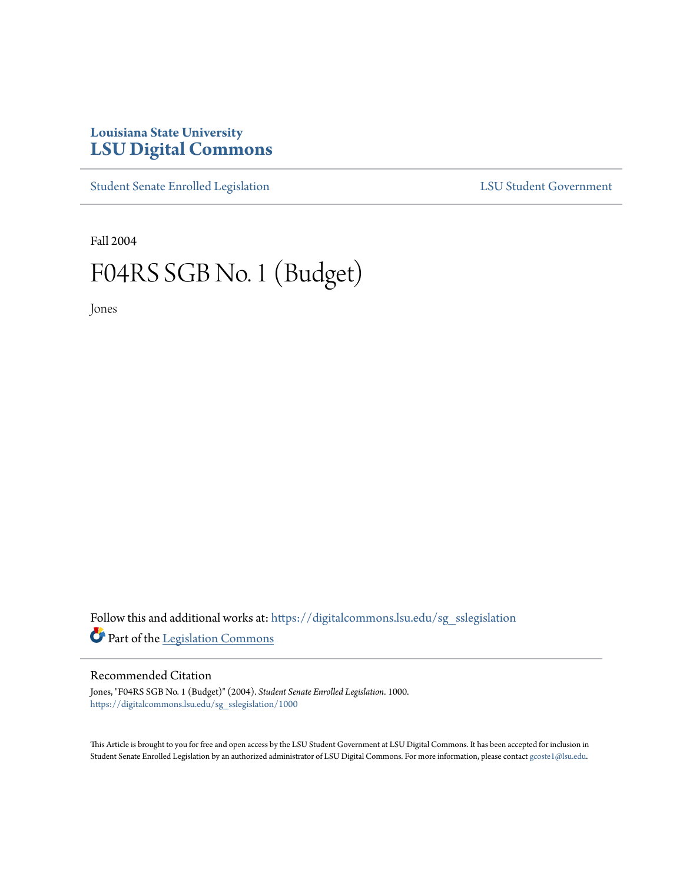Louisiana State University
# LSU Digital Commons

Student Senate Enrolled Legislation | LSU Student Government

Fall 2004

# F04RS SGB No. 1 (Budget)

Jones

Follow this and additional works at: https://digitalcommons.lsu.edu/sg_sslegislation

Part of the Legislation Commons

## Recommended Citation

Jones, "F04RS SGB No. 1 (Budget)" (2004). *Student Senate Enrolled Legislation*. 1000.
https://digitalcommons.lsu.edu/sg_sslegislation/1000

This Article is brought to you for free and open access by the LSU Student Government at LSU Digital Commons. It has been accepted for inclusion in Student Senate Enrolled Legislation by an authorized administrator of LSU Digital Commons. For more information, please contact gcoste1@lsu.edu.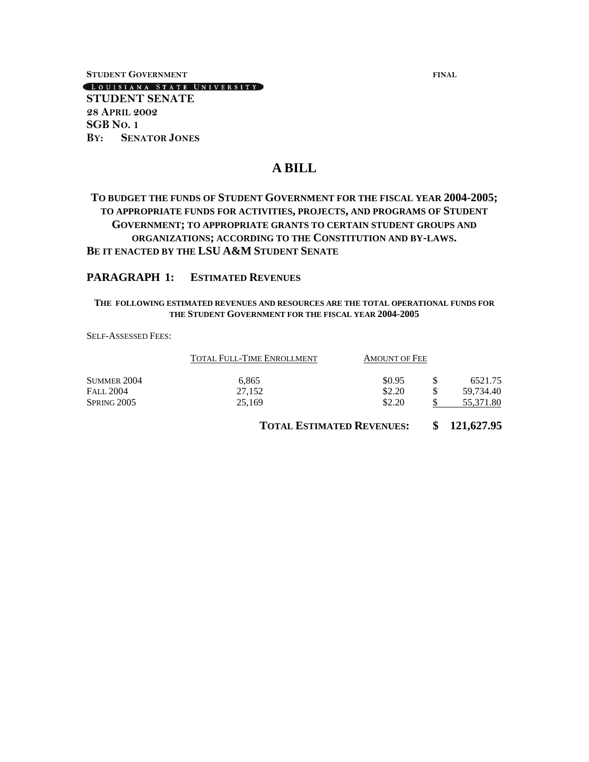**STUDENT GOVERNMENT** **FINAL**

LOUISIANA STATE UNIVERSITY

**STUDENT SENATE**
**28 APRIL 2002**
**SGB NO. 1**
**BY: SENATOR JONES**

# A BILL

## TO BUDGET THE FUNDS OF STUDENT GOVERNMENT FOR THE FISCAL YEAR 2004-2005; TO APPROPRIATE FUNDS FOR ACTIVITIES, PROJECTS, AND PROGRAMS OF STUDENT GOVERNMENT; TO APPROPRIATE GRANTS TO CERTAIN STUDENT GROUPS AND ORGANIZATIONS; ACCORDING TO THE CONSTITUTION AND BY-LAWS.

**BE IT ENACTED BY THE LSU A&M STUDENT SENATE**

## PARAGRAPH 1: ESTIMATED REVENUES

**THE FOLLOWING ESTIMATED REVENUES AND RESOURCES ARE THE TOTAL OPERATIONAL FUNDS FOR THE STUDENT GOVERNMENT FOR THE FISCAL YEAR 2004-2005**

SELF-ASSESSED FEES:

| | TOTAL FULL-TIME ENROLLMENT | AMOUNT OF FEE | |
|---|---|---|---|
| SUMMER 2004 | 6,865 | $0.95 | $ 6521.75 |
| FALL 2004 | 27,152 | $2.20 | $ 59,734.40 |
| SPRING 2005 | 25,169 | $2.20 | $ 55,371.80 |
| | | **TOTAL ESTIMATED REVENUES:** | **$ 121,627.95** |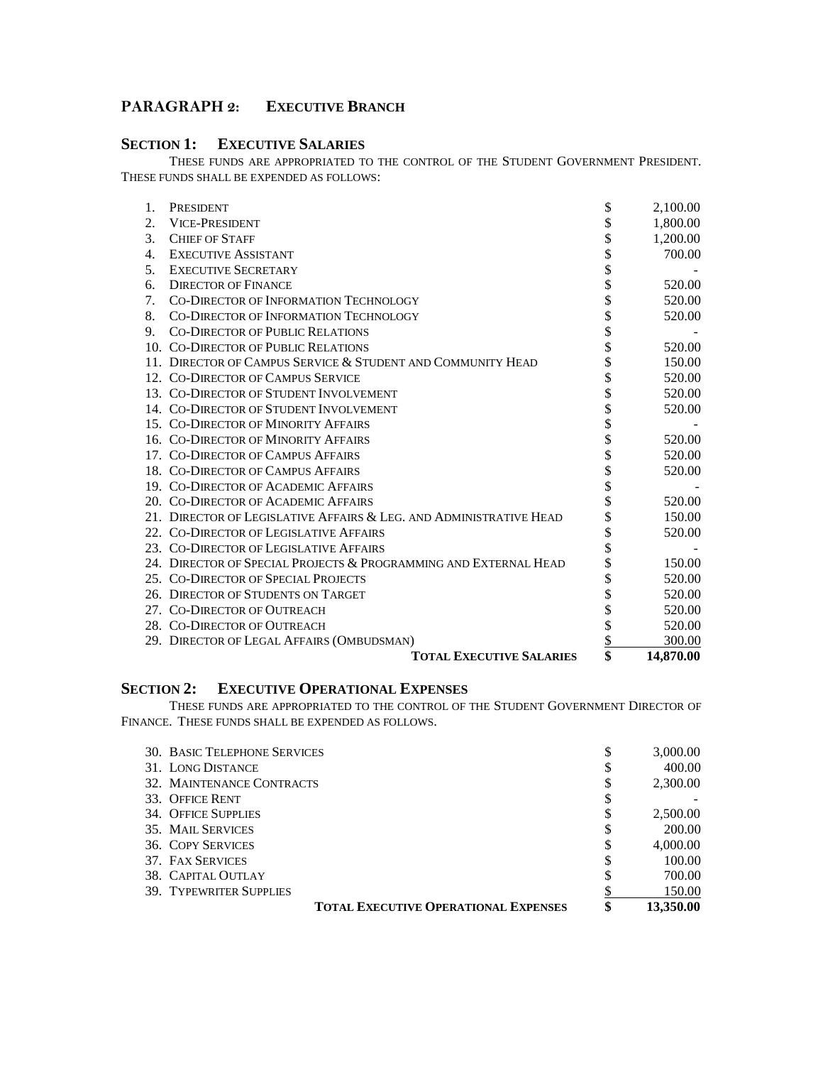## PARAGRAPH 2: EXECUTIVE BRANCH

### SECTION 1: EXECUTIVE SALARIES

THESE FUNDS ARE APPROPRIATED TO THE CONTROL OF THE STUDENT GOVERNMENT PRESIDENT. THESE FUNDS SHALL BE EXPENDED AS FOLLOWS:

| # | Position | | Amount |
|---|---|---|---|
| 1. | PRESIDENT | $ | 2,100.00 |
| 2. | VICE-PRESIDENT | $ | 1,800.00 |
| 3. | CHIEF OF STAFF | $ | 1,200.00 |
| 4. | EXECUTIVE ASSISTANT | $ | 700.00 |
| 5. | EXECUTIVE SECRETARY | $ | - |
| 6. | DIRECTOR OF FINANCE | $ | 520.00 |
| 7. | CO-DIRECTOR OF INFORMATION TECHNOLOGY | $ | 520.00 |
| 8. | CO-DIRECTOR OF INFORMATION TECHNOLOGY | $ | 520.00 |
| 9. | CO-DIRECTOR OF PUBLIC RELATIONS | $ | - |
| 10. | CO-DIRECTOR OF PUBLIC RELATIONS | $ | 520.00 |
| 11. | DIRECTOR OF CAMPUS SERVICE & STUDENT AND COMMUNITY HEAD | $ | 150.00 |
| 12. | CO-DIRECTOR OF CAMPUS SERVICE | $ | 520.00 |
| 13. | CO-DIRECTOR OF STUDENT INVOLVEMENT | $ | 520.00 |
| 14. | CO-DIRECTOR OF STUDENT INVOLVEMENT | $ | 520.00 |
| 15. | CO-DIRECTOR OF MINORITY AFFAIRS | $ | - |
| 16. | CO-DIRECTOR OF MINORITY AFFAIRS | $ | 520.00 |
| 17. | CO-DIRECTOR OF CAMPUS AFFAIRS | $ | 520.00 |
| 18. | CO-DIRECTOR OF CAMPUS AFFAIRS | $ | 520.00 |
| 19. | CO-DIRECTOR OF ACADEMIC AFFAIRS | $ | - |
| 20. | CO-DIRECTOR OF ACADEMIC AFFAIRS | $ | 520.00 |
| 21. | DIRECTOR OF LEGISLATIVE AFFAIRS & LEG. AND ADMINISTRATIVE HEAD | $ | 150.00 |
| 22. | CO-DIRECTOR OF LEGISLATIVE AFFAIRS | $ | 520.00 |
| 23. | CO-DIRECTOR OF LEGISLATIVE AFFAIRS | $ | - |
| 24. | DIRECTOR OF SPECIAL PROJECTS & PROGRAMMING AND EXTERNAL HEAD | $ | 150.00 |
| 25. | CO-DIRECTOR OF SPECIAL PROJECTS | $ | 520.00 |
| 26. | DIRECTOR OF STUDENTS ON TARGET | $ | 520.00 |
| 27. | CO-DIRECTOR OF OUTREACH | $ | 520.00 |
| 28. | CO-DIRECTOR OF OUTREACH | $ | 520.00 |
| 29. | DIRECTOR OF LEGAL AFFAIRS (OMBUDSMAN) | $ | 300.00 |
| | **TOTAL EXECUTIVE SALARIES** | **$** | **14,870.00** |

### SECTION 2: EXECUTIVE OPERATIONAL EXPENSES

THESE FUNDS ARE APPROPRIATED TO THE CONTROL OF THE STUDENT GOVERNMENT DIRECTOR OF FINANCE. THESE FUNDS SHALL BE EXPENDED AS FOLLOWS.

| # | Item | | Amount |
|---|---|---|---|
| 30. | BASIC TELEPHONE SERVICES | $ | 3,000.00 |
| 31. | LONG DISTANCE | $ | 400.00 |
| 32. | MAINTENANCE CONTRACTS | $ | 2,300.00 |
| 33. | OFFICE RENT | $ | - |
| 34. | OFFICE SUPPLIES | $ | 2,500.00 |
| 35. | MAIL SERVICES | $ | 200.00 |
| 36. | COPY SERVICES | $ | 4,000.00 |
| 37. | FAX SERVICES | $ | 100.00 |
| 38. | CAPITAL OUTLAY | $ | 700.00 |
| 39. | TYPEWRITER SUPPLIES | $ | 150.00 |
| | **TOTAL EXECUTIVE OPERATIONAL EXPENSES** | **$** | **13,350.00** |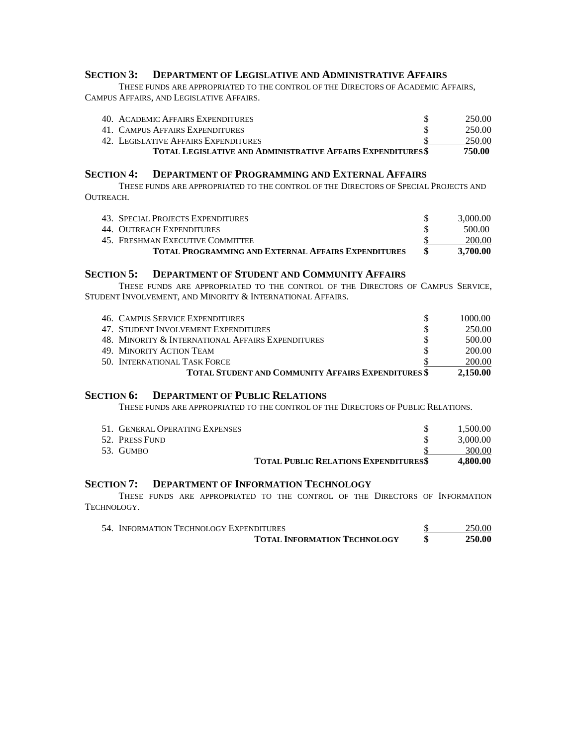## Section 3: Department of Legislative and Administrative Affairs

These funds are appropriated to the control of the Directors of Academic Affairs, Campus Affairs, and Legislative Affairs.

| Item | | Amount |
|---|---|---|
| 40. Academic Affairs Expenditures | $ | 250.00 |
| 41. Campus Affairs Expenditures | $ | 250.00 |
| 42. Legislative Affairs Expenditures | $ | 250.00 |
| **Total Legislative and Administrative Affairs Expenditures** | **$** | **750.00** |

## Section 4: Department of Programming and External Affairs

These funds are appropriated to the control of the Directors of Special Projects and Outreach.

| Item | | Amount |
|---|---|---|
| 43. Special Projects Expenditures | $ | 3,000.00 |
| 44. Outreach Expenditures | $ | 500.00 |
| 45. Freshman Executive Committee | $ | 200.00 |
| **Total Programming and External Affairs Expenditures** | **$** | **3,700.00** |

## Section 5: Department of Student and Community Affairs

These funds are appropriated to the control of the Directors of Campus Service, Student Involvement, and Minority & International Affairs.

| Item | | Amount |
|---|---|---|
| 46. Campus Service Expenditures | $ | 1000.00 |
| 47. Student Involvement Expenditures | $ | 250.00 |
| 48. Minority & International Affairs Expenditures | $ | 500.00 |
| 49. Minority Action Team | $ | 200.00 |
| 50. International Task Force | $ | 200.00 |
| **Total Student and Community Affairs Expenditures** | **$** | **2,150.00** |

## Section 6: Department of Public Relations

These funds are appropriated to the control of the Directors of Public Relations.

| Item | | Amount |
|---|---|---|
| 51. General Operating Expenses | $ | 1,500.00 |
| 52. Press Fund | $ | 3,000.00 |
| 53. Gumbo | $ | 300.00 |
| **Total Public Relations Expenditures** | **$** | **4,800.00** |

## Section 7: Department of Information Technology

These funds are appropriated to the control of the Directors of Information Technology.

| Item | | Amount |
|---|---|---|
| 54. Information Technology Expenditures | $ | 250.00 |
| **Total Information Technology** | **$** | **250.00** |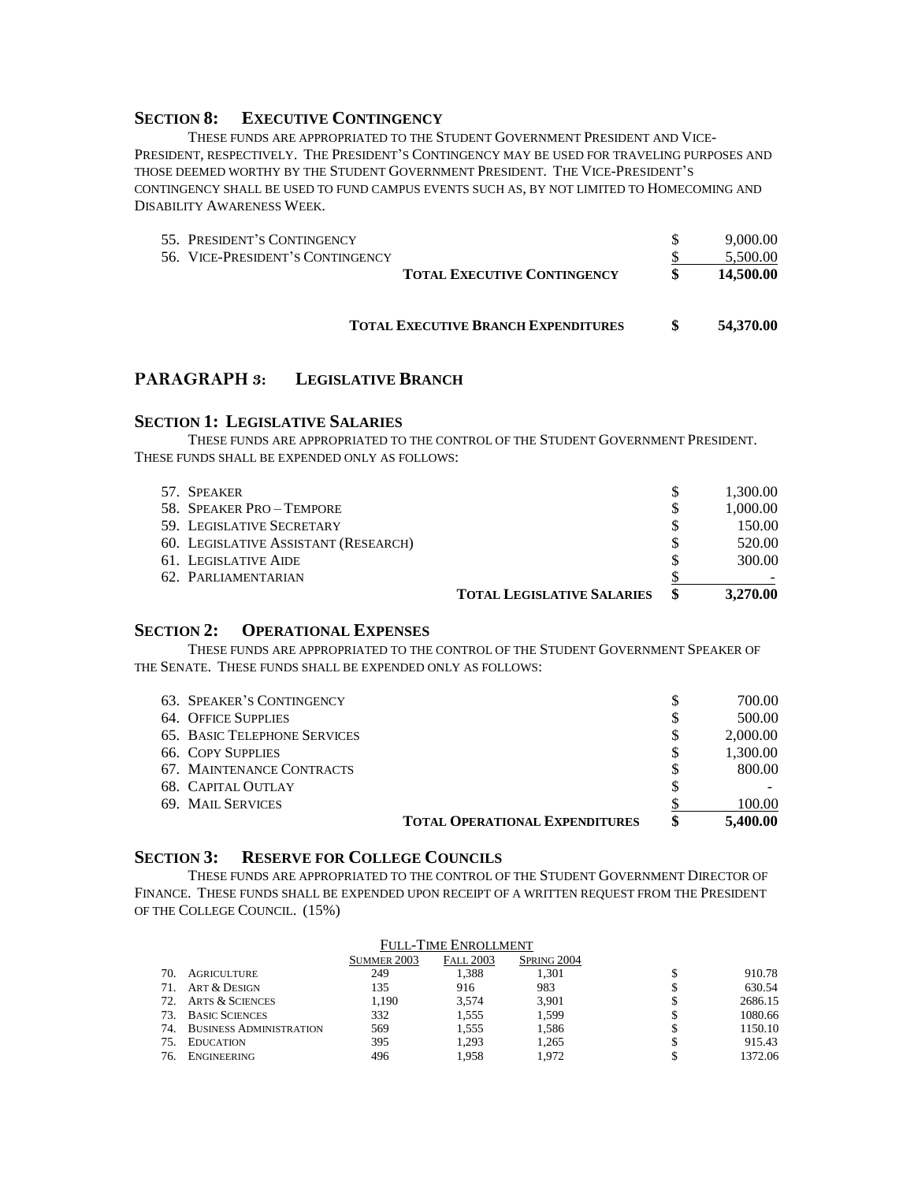### SECTION 8: EXECUTIVE CONTINGENCY

THESE FUNDS ARE APPROPRIATED TO THE STUDENT GOVERNMENT PRESIDENT AND VICE-PRESIDENT, RESPECTIVELY. THE PRESIDENT'S CONTINGENCY MAY BE USED FOR TRAVELING PURPOSES AND THOSE DEEMED WORTHY BY THE STUDENT GOVERNMENT PRESIDENT. THE VICE-PRESIDENT'S CONTINGENCY SHALL BE USED TO FUND CAMPUS EVENTS SUCH AS, BY NOT LIMITED TO HOMECOMING AND DISABILITY AWARENESS WEEK.

| | | |
|---|---|---|
| 55. PRESIDENT'S CONTINGENCY | $ | 9,000.00 |
| 56. VICE-PRESIDENT'S CONTINGENCY | $ | 5,500.00 |
| **TOTAL EXECUTIVE CONTINGENCY** | **$** | **14,500.00** |

| | | |
|---|---|---|
| **TOTAL EXECUTIVE BRANCH EXPENDITURES** | **$** | **54,370.00** |

## PARAGRAPH 3: LEGISLATIVE BRANCH

### SECTION 1: LEGISLATIVE SALARIES

THESE FUNDS ARE APPROPRIATED TO THE CONTROL OF THE STUDENT GOVERNMENT PRESIDENT. THESE FUNDS SHALL BE EXPENDED ONLY AS FOLLOWS:

| | | |
|---|---|---|
| 57. SPEAKER | $ | 1,300.00 |
| 58. SPEAKER PRO – TEMPORE | $ | 1,000.00 |
| 59. LEGISLATIVE SECRETARY | $ | 150.00 |
| 60. LEGISLATIVE ASSISTANT (RESEARCH) | $ | 520.00 |
| 61. LEGISLATIVE AIDE | $ | 300.00 |
| 62. PARLIAMENTARIAN | $ | - |
| **TOTAL LEGISLATIVE SALARIES** | **$** | **3,270.00** |

### SECTION 2: OPERATIONAL EXPENSES

THESE FUNDS ARE APPROPRIATED TO THE CONTROL OF THE STUDENT GOVERNMENT SPEAKER OF THE SENATE. THESE FUNDS SHALL BE EXPENDED ONLY AS FOLLOWS:

| | | |
|---|---|---|
| 63. SPEAKER'S CONTINGENCY | $ | 700.00 |
| 64. OFFICE SUPPLIES | $ | 500.00 |
| 65. BASIC TELEPHONE SERVICES | $ | 2,000.00 |
| 66. COPY SUPPLIES | $ | 1,300.00 |
| 67. MAINTENANCE CONTRACTS | $ | 800.00 |
| 68. CAPITAL OUTLAY | $ | - |
| 69. MAIL SERVICES | $ | 100.00 |
| **TOTAL OPERATIONAL EXPENDITURES** | **$** | **5,400.00** |

### SECTION 3: RESERVE FOR COLLEGE COUNCILS

THESE FUNDS ARE APPROPRIATED TO THE CONTROL OF THE STUDENT GOVERNMENT DIRECTOR OF FINANCE. THESE FUNDS SHALL BE EXPENDED UPON RECEIPT OF A WRITTEN REQUEST FROM THE PRESIDENT OF THE COLLEGE COUNCIL. (15%)

| | FULL-TIME ENROLLMENT | | | | |
|---|---|---|---|---|---|
| | SUMMER 2003 | FALL 2003 | SPRING 2004 | | |
| 70. AGRICULTURE | 249 | 1,388 | 1,301 | $ | 910.78 |
| 71. ART & DESIGN | 135 | 916 | 983 | $ | 630.54 |
| 72. ARTS & SCIENCES | 1,190 | 3,574 | 3,901 | $ | 2686.15 |
| 73. BASIC SCIENCES | 332 | 1,555 | 1,599 | $ | 1080.66 |
| 74. BUSINESS ADMINISTRATION | 569 | 1,555 | 1,586 | $ | 1150.10 |
| 75. EDUCATION | 395 | 1,293 | 1,265 | $ | 915.43 |
| 76. ENGINEERING | 496 | 1,958 | 1,972 | $ | 1372.06 |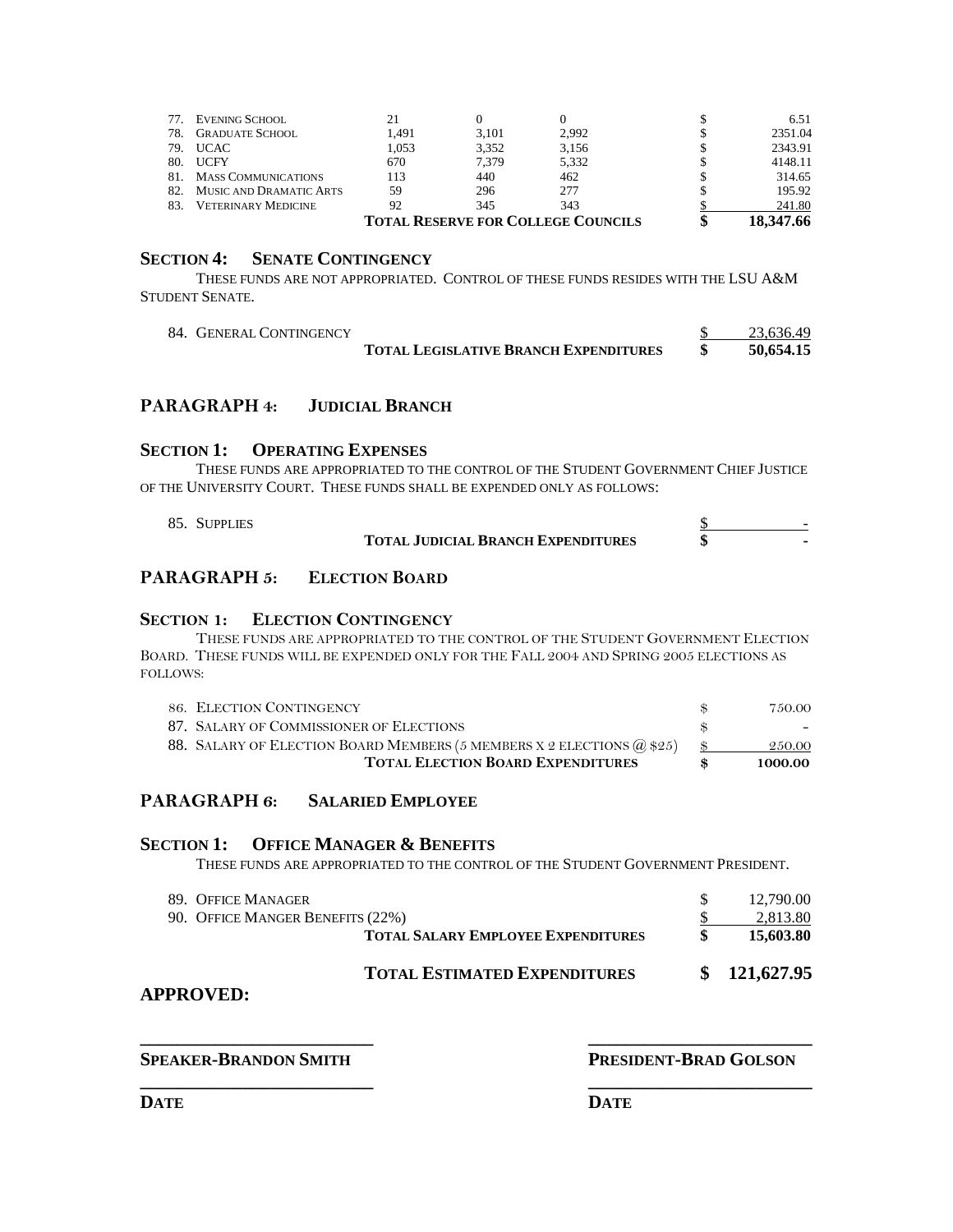| | | | | | |
|---|---|---|---|---|---|
| 77. Evening School | 21 | 0 | 0 | $ | 6.51 |
| 78. Graduate School | 1,491 | 3,101 | 2,992 | $ | 2351.04 |
| 79. UCAC | 1,053 | 3,352 | 3,156 | $ | 2343.91 |
| 80. UCFY | 670 | 7,379 | 5,332 | $ | 4148.11 |
| 81. Mass Communications | 113 | 440 | 462 | $ | 314.65 |
| 82. Music and Dramatic Arts | 59 | 296 | 277 | $ | 195.92 |
| 83. Veterinary Medicine | 92 | 345 | 343 | $ | 241.80 |
| | **Total Reserve for College Councils** | | | **$** | **18,347.66** |

### Section 4: Senate Contingency

These funds are not appropriated. Control of these funds resides with the LSU A&M Student Senate.

| | | | |
|---|---|---|---|
| 84. General Contingency | | $ | 23,636.49 |
| | **Total Legislative Branch Expenditures** | **$** | **50,654.15** |

## Paragraph 4: Judicial Branch

### Section 1: Operating Expenses

These funds are appropriated to the control of the Student Government Chief Justice of the University Court. These funds shall be expended only as follows:

| | | | |
|---|---|---|---|
| 85. Supplies | | $ | - |
| | **Total Judicial Branch Expenditures** | **$** | **-** |

## Paragraph 5: Election Board

### Section 1: Election Contingency

These funds are appropriated to the control of the Student Government Election Board. These funds will be expended only for the Fall 2004 and Spring 2005 elections as follows:

| | | |
|---|---|---|
| 86. Election Contingency | $ | 750.00 |
| 87. Salary of Commissioner of Elections | $ | - |
| 88. Salary of Election Board Members (5 members x 2 elections @ $25) | $ | 250.00 |
| **Total Election Board Expenditures** | **$** | **1000.00** |

## Paragraph 6: Salaried Employee

### Section 1: Office Manager & Benefits

These funds are appropriated to the control of the Student Government President.

| | | |
|---|---|---|
| 89. Office Manager | $ | 12,790.00 |
| 90. Office Manger Benefits (22%) | $ | 2,813.80 |
| **Total Salary Employee Expenditures** | **$** | **15,603.80** |
| | | |
| **Total Estimated Expenditures** | **$** | **121,627.95** |

**APPROVED:**

\_\_\_\_\_\_\_\_\_\_\_\_\_\_\_\_\_\_\_\_\_\_\_\_\_\_ \_\_\_\_\_\_\_\_\_\_\_\_\_\_\_\_\_\_\_\_\_\_\_\_\_\_

**Speaker-Brandon Smith** **President-Brad Golson**

\_\_\_\_\_\_\_\_\_\_\_\_\_\_\_\_\_\_\_\_\_\_\_\_\_\_ \_\_\_\_\_\_\_\_\_\_\_\_\_\_\_\_\_\_\_\_\_\_\_\_\_\_

**Date** **Date**